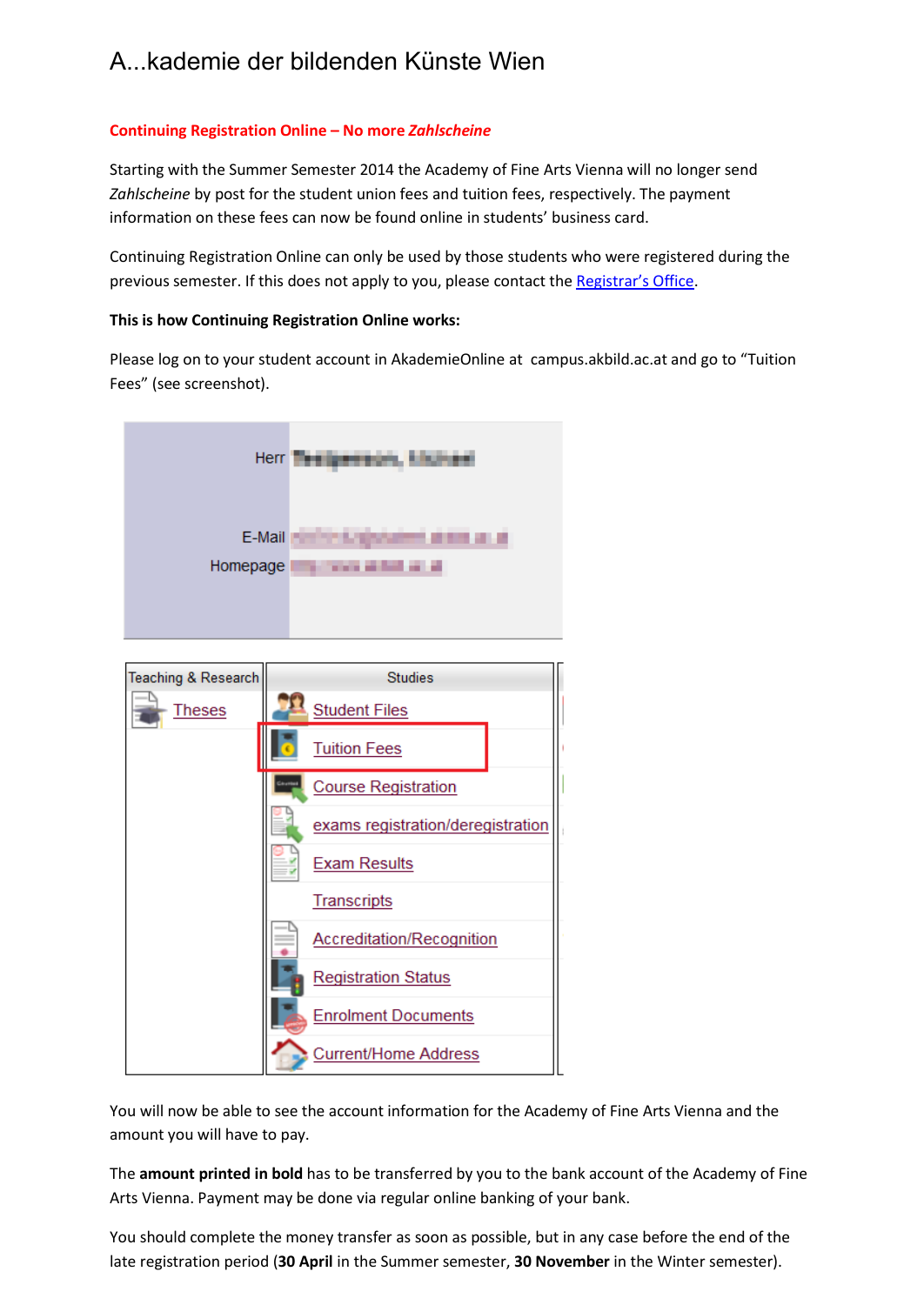# A...kademie der bildenden Künste Wien

**Continuing Registration Online – No more *Zahlscheine***

Starting with the Summer Semester 2014 the Academy of Fine Arts Vienna will no longer send *Zahlscheine* by post for the student union fees and tuition fees, respectively. The payment information on these fees can now be found online in students' business card.

Continuing Registration Online can only be used by those students who were registered during the previous semester. If this does not apply to you, please contact the Registrar's Office.

**This is how Continuing Registration Online works:**

Please log on to your student account in AkademieOnline at campus.akbild.ac.at and go to "Tuition Fees" (see screenshot).

You will now be able to see the account information for the Academy of Fine Arts Vienna and the amount you will have to pay.

The **amount printed in bold** has to be transferred by you to the bank account of the Academy of Fine Arts Vienna. Payment may be done via regular online banking of your bank.

You should complete the money transfer as soon as possible, but in any case before the end of the late registration period (**30 April** in the Summer semester, **30 November** in the Winter semester).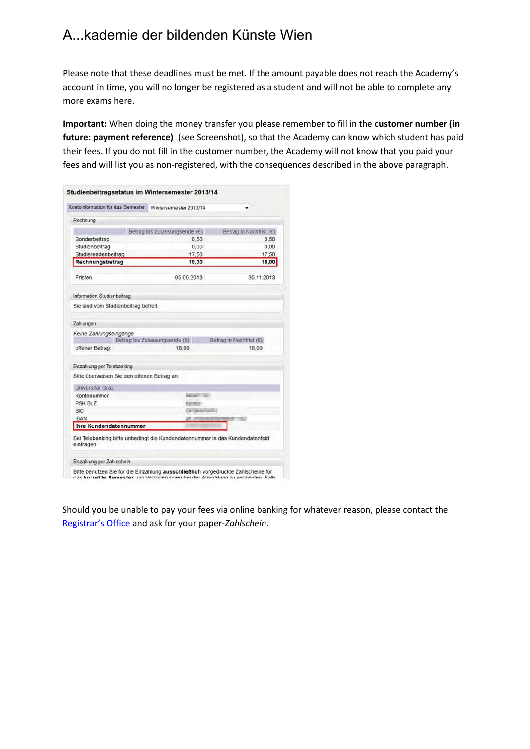# A...kademie der bildenden Künste Wien

Please note that these deadlines must be met. If the amount payable does not reach the Academy's account in time, you will no longer be registered as a student and will not be able to complete any more exams here.

**Important:** When doing the money transfer you please remember to fill in the **customer number (in future: payment reference)** (see Screenshot), so that the Academy can know which student has paid their fees. If you do not fill in the customer number, the Academy will not know that you paid your fees and will list you as non-registered, with the consequences described in the above paragraph.

**Studienbeitragsstatus im Wintersemester 2013/14**

Kontoinformation für das Semester: Wintersemester 2013/14

Rechnung

| | Betrag bis Zulassungsende (€) | Betrag in Nachfrist (€) |
|---|---|---|
| Sonderbeitrag | 0,50 | 0,50 |
| Studienbeitrag | 0,00 | 0,00 |
| Studierendenbeitrag | 17,50 | 17,50 |
| **Rechnungsbetrag** | **18,00** | **18,00** |
| Fristen | 05.09.2013 | 30.11.2013 |

Information Studienbeitrag

Sie sind vom Studienbeitrag befreit.

Zahlungen

*Keine Zahlungseingänge*

| | Betrag bis Zulassungsende (€) | Betrag in Nachfrist (€) |
|---|---|---|
| offener Betrag: | 18,00 | 18,00 |

Bezahlung per Telebanking

Bitte überweisen Sie den offenen Betrag an:

Universität Graz

Kontonummer

PSK BLZ

BIC

IBAN

**Ihre Kundendatennummer**

Bei Telebanking bitte unbedingt die Kundendatennummer in das Kundendatenfeld eintragen.

Bezahlung per Zahlschein

Bitte benutzen Sie für die Einzahlung **ausschließlich** vorgedruckte Zahlscheine für das **korrekte Semester**, um Verzögerungen bei der Abwicklung zu vermeiden. Falls

Should you be unable to pay your fees via online banking for whatever reason, please contact the Registrar's Office and ask for your paper-*Zahlschein*.